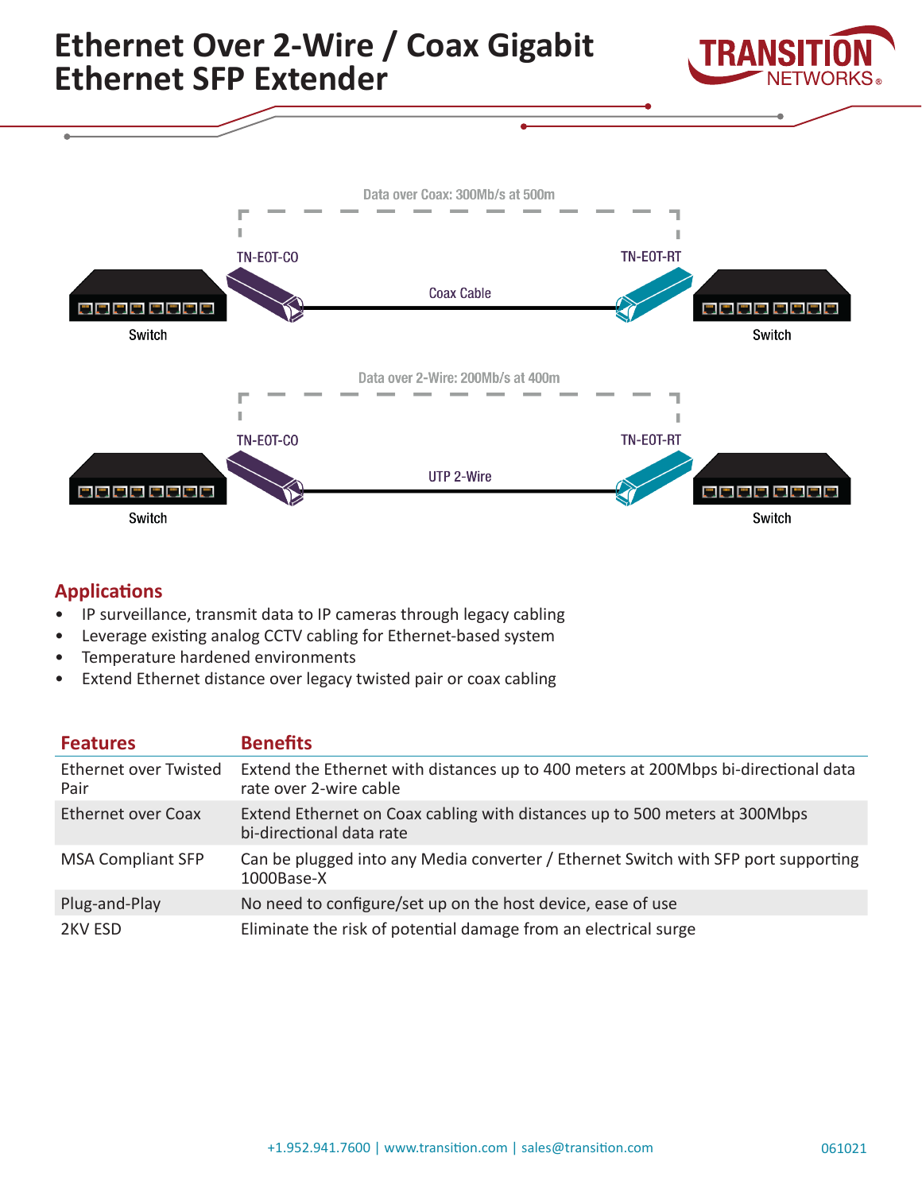# Ethernet Over 2-Wire / Coax Gigabit Ethernet SFP Extender

Data over Coax: 300Mb/s at 500m

TN-EOT-CO — Coax Cable — TN-EOT-RT

Switch — Switch

Data over 2-Wire: 200Mb/s at 400m

TN-EOT-CO — UTP 2-Wire — TN-EOT-RT

Switch — Switch

## Applications

- IP surveillance, transmit data to IP cameras through legacy cabling
- Leverage existing analog CCTV cabling for Ethernet-based system
- Temperature hardened environments
- Extend Ethernet distance over legacy twisted pair or coax cabling

| Features | Benefits |
| --- | --- |
| Ethernet over Twisted Pair | Extend the Ethernet with distances up to 400 meters at 200Mbps bi-directional data rate over 2-wire cable |
| Ethernet over Coax | Extend Ethernet on Coax cabling with distances up to 500 meters at 300Mbps bi-directional data rate |
| MSA Compliant SFP | Can be plugged into any Media converter / Ethernet Switch with SFP port supporting 1000Base-X |
| Plug-and-Play | No need to configure/set up on the host device, ease of use |
| 2KV ESD | Eliminate the risk of potential damage from an electrical surge |

+1.952.941.7600 | www.transition.com | sales@transition.com

061021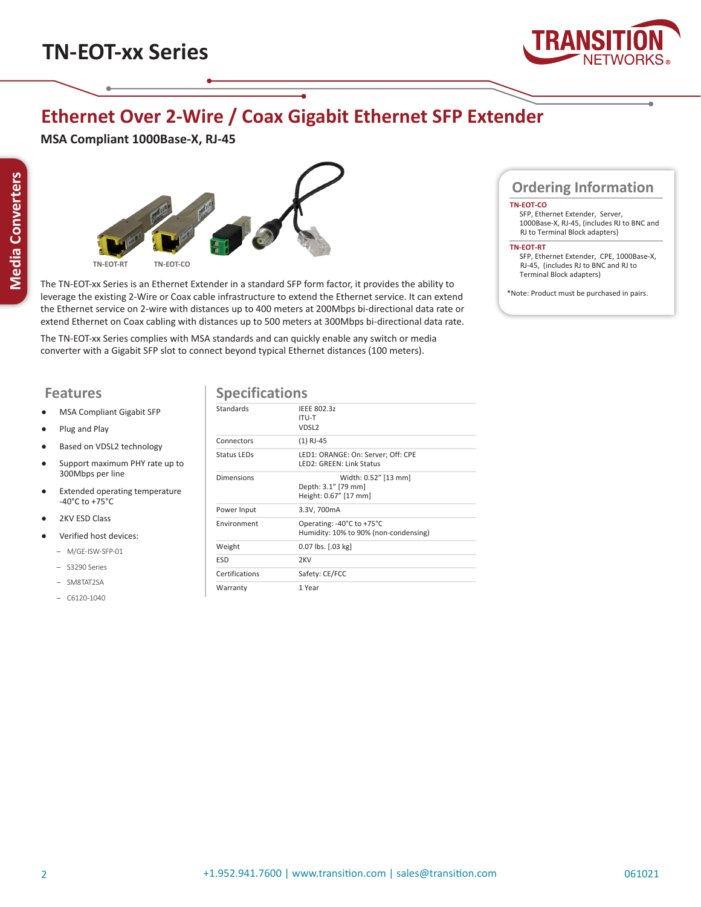# TN-EOT-xx Series

## Ethernet Over 2-Wire / Coax Gigabit Ethernet SFP Extender

**MSA Compliant 1000Base-X, RJ-45**

TN-EOT-RT TN-EOT-CO

The TN-EOT-xx Series is an Ethernet Extender in a standard SFP form factor, it provides the ability to leverage the existing 2-Wire or Coax cable infrastructure to extend the Ethernet service. It can extend the Ethernet service on 2-wire with distances up to 400 meters at 200Mbps bi-directional data rate or extend Ethernet on Coax cabling with distances up to 500 meters at 300Mbps bi-directional data rate.

The TN-EOT-xx Series complies with MSA standards and can quickly enable any switch or media converter with a Gigabit SFP slot to connect beyond typical Ethernet distances (100 meters).

### Ordering Information

**TN-EOT-CO**
SFP, Ethernet Extender, Server, 1000Base-X, RJ-45, (includes RJ to BNC and RJ to Terminal Block adapters)

**TN-EOT-RT**
SFP, Ethernet Extender, CPE, 1000Base-X, RJ-45, (includes RJ to BNC and RJ to Terminal Block adapters)

*Note: Product must be purchased in pairs.

### Features

- MSA Compliant Gigabit SFP
- Plug and Play
- Based on VDSL2 technology
- Support maximum PHY rate up to 300Mbps per line
- Extended operating temperature -40°C to +75°C
- 2KV ESD Class
- Verified host devices:
  - M/GE-ISW-SFP-01
  - S3290 Series
  - SM8TAT2SA
  - C6120-1040

### Specifications

| | |
|---|---|
| Standards | IEEE 802.3z<br>ITU-T<br>VDSL2 |
| Connectors | (1) RJ-45 |
| Status LEDs | LED1: ORANGE: On: Server; Off: CPE<br>LED2: GREEN: Link Status |
| Dimensions | Width: 0.52" [13 mm]<br>Depth: 3.1" [79 mm]<br>Height: 0.67" [17 mm] |
| Power Input | 3.3V, 700mA |
| Environment | Operating: -40°C to +75°C<br>Humidity: 10% to 90% (non-condensing) |
| Weight | 0.07 lbs. [.03 kg] |
| ESD | 2KV |
| Certifications | Safety: CE/FCC |
| Warranty | 1 Year |

+1.952.941.7600 | www.transition.com | sales@transition.com

061021